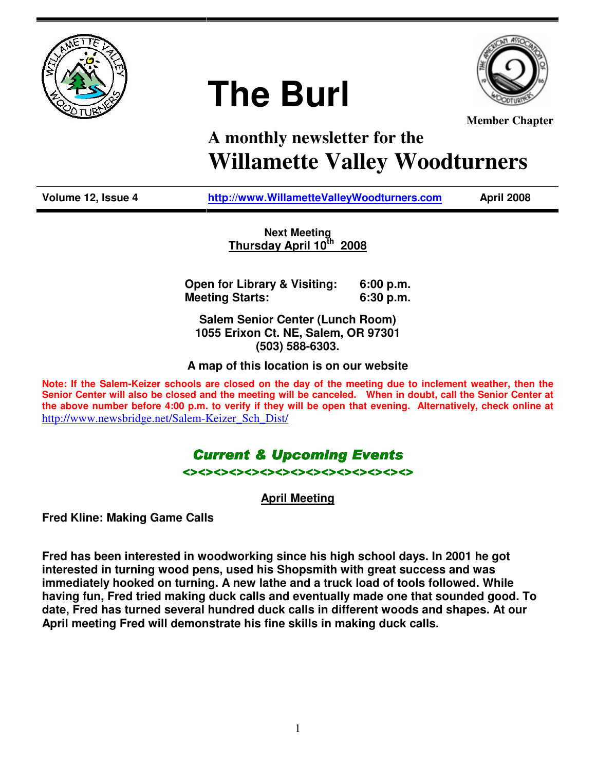# The Burl

**Member Chapter**

## A monthly newsletter for the
# Willamette Valley Woodturners

| Volume 12, Issue 4 | http://www.WillametteValleyWoodturners.com | April 2008 |
|---|---|---|

**Next Meeting**
**Thursday April 10th 2008**

| | |
|---|---|
| **Open for Library & Visiting:** | **6:00 p.m.** |
| **Meeting Starts:** | **6:30 p.m.** |

**Salem Senior Center (Lunch Room)**
**1055 Erixon Ct. NE, Salem, OR 97301**
**(503) 588-6303.**

**A map of this location is on our website**

**Note: If the Salem-Keizer schools are closed on the day of the meeting due to inclement weather, then the Senior Center will also be closed and the meeting will be canceled. When in doubt, call the Senior Center at the above number before 4:00 p.m. to verify if they will be open that evening. Alternatively, check online at** http://www.newsbridge.net/Salem-Keizer_Sch_Dist/

## *Current & Upcoming Events*

<><><><><><><><><><><><><><><><>

### April Meeting

**Fred Kline: Making Game Calls**

**Fred has been interested in woodworking since his high school days. In 2001 he got interested in turning wood pens, used his Shopsmith with great success and was immediately hooked on turning. A new lathe and a truck load of tools followed. While having fun, Fred tried making duck calls and eventually made one that sounded good. To date, Fred has turned several hundred duck calls in different woods and shapes. At our April meeting Fred will demonstrate his fine skills in making duck calls.**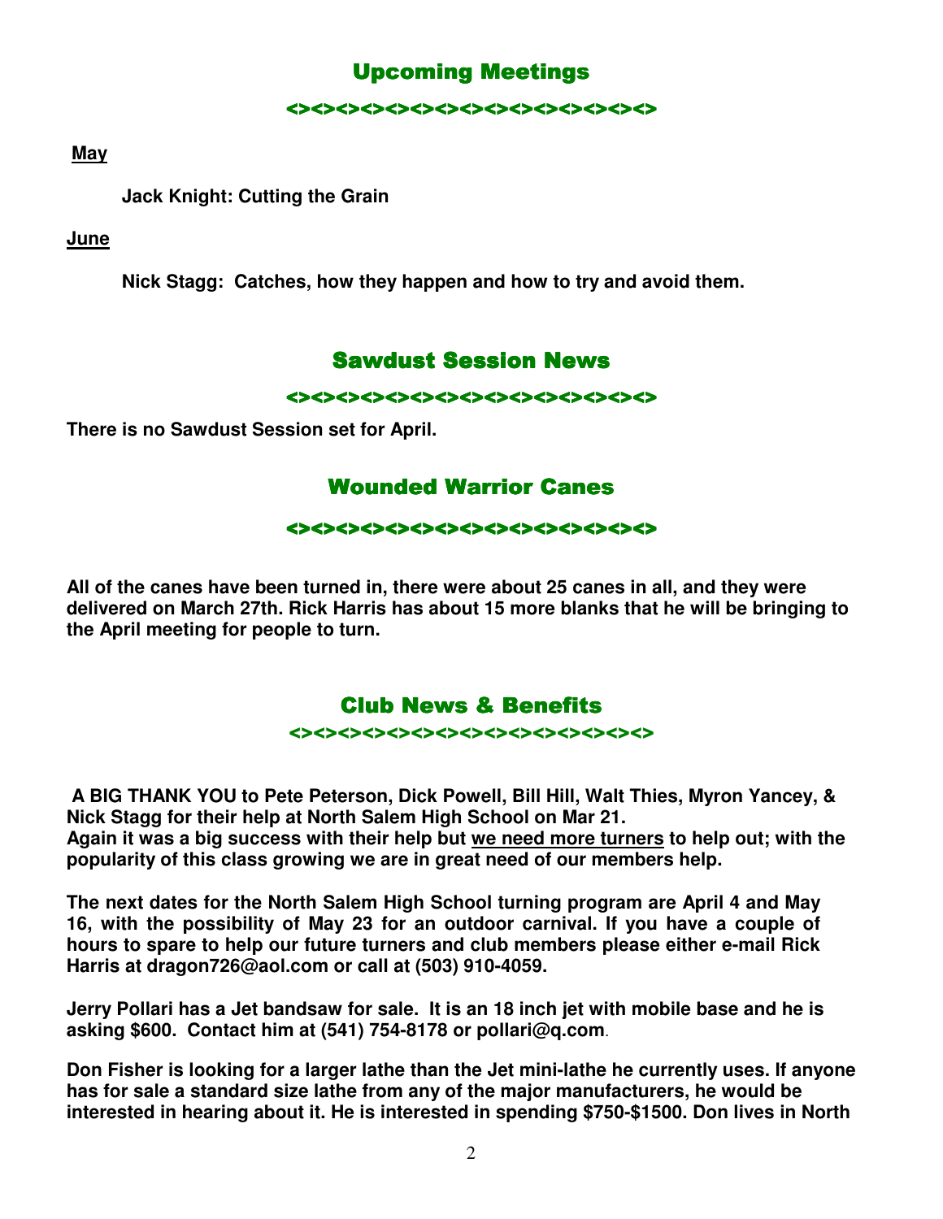## Upcoming Meetings

<><><><><><><><><><><><><><><><><><><><><>

**May**

**Jack Knight: Cutting the Grain**

**June**

**Nick Stagg: Catches, how they happen and how to try and avoid them.**

## Sawdust Session News

<><><><><><><><><><><><><><><><><><><><><>

**There is no Sawdust Session set for April.**

## Wounded Warrior Canes

<><><><><><><><><><><><><><><><><><><><><>

**All of the canes have been turned in, there were about 25 canes in all, and they were delivered on March 27th. Rick Harris has about 15 more blanks that he will be bringing to the April meeting for people to turn.**

## Club News & Benefits

<><><><><><><><><><><><><><><><><><><><><>

**A BIG THANK YOU to Pete Peterson, Dick Powell, Bill Hill, Walt Thies, Myron Yancey, & Nick Stagg for their help at North Salem High School on Mar 21.**
**Again it was a big success with their help but <u>we need more turners</u> to help out; with the popularity of this class growing we are in great need of our members help.**

**The next dates for the North Salem High School turning program are April 4 and May 16, with the possibility of May 23 for an outdoor carnival. If you have a couple of hours to spare to help our future turners and club members please either e-mail Rick Harris at dragon726@aol.com or call at (503) 910-4059.**

**Jerry Pollari has a Jet bandsaw for sale. It is an 18 inch jet with mobile base and he is asking $600. Contact him at (541) 754-8178 or pollari@q.com.**

**Don Fisher is looking for a larger lathe than the Jet mini-lathe he currently uses. If anyone has for sale a standard size lathe from any of the major manufacturers, he would be interested in hearing about it. He is interested in spending $750-$1500. Don lives in North**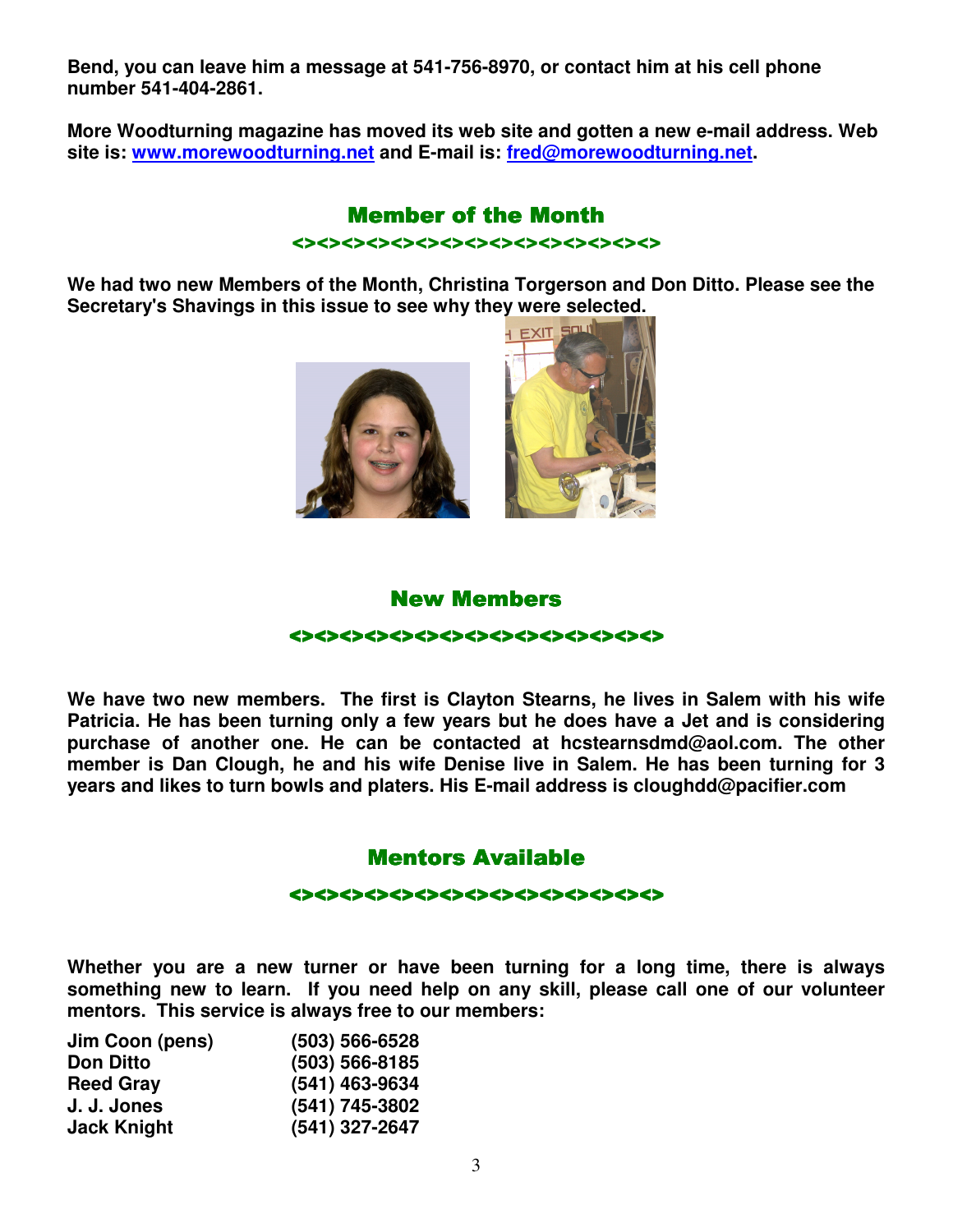**Bend, you can leave him a message at 541-756-8970, or contact him at his cell phone number 541-404-2861.**

**More Woodturning magazine has moved its web site and gotten a new e-mail address. Web site is: www.morewoodturning.net and E-mail is: fred@morewoodturning.net.**

## Member of the Month

<><><><><><><><><><><><><><><><><><><><><><>

**We had two new Members of the Month, Christina Torgerson and Don Ditto. Please see the Secretary's Shavings in this issue to see why they were selected.**

## New Members

<><><><><><><><><><><><><><><><><><><><><><>

**We have two new members. The first is Clayton Stearns, he lives in Salem with his wife Patricia. He has been turning only a few years but he does have a Jet and is considering purchase of another one. He can be contacted at hcstearnsdmd@aol.com. The other member is Dan Clough, he and his wife Denise live in Salem. He has been turning for 3 years and likes to turn bowls and platers. His E-mail address is cloughdd@pacifier.com**

## Mentors Available

<><><><><><><><><><><><><><><><><><><><><><>

**Whether you are a new turner or have been turning for a long time, there is always something new to learn. If you need help on any skill, please call one of our volunteer mentors. This service is always free to our members:**

| | |
|---|---|
| **Jim Coon (pens)** | **(503) 566-6528** |
| **Don Ditto** | **(503) 566-8185** |
| **Reed Gray** | **(541) 463-9634** |
| **J. J. Jones** | **(541) 745-3802** |
| **Jack Knight** | **(541) 327-2647** |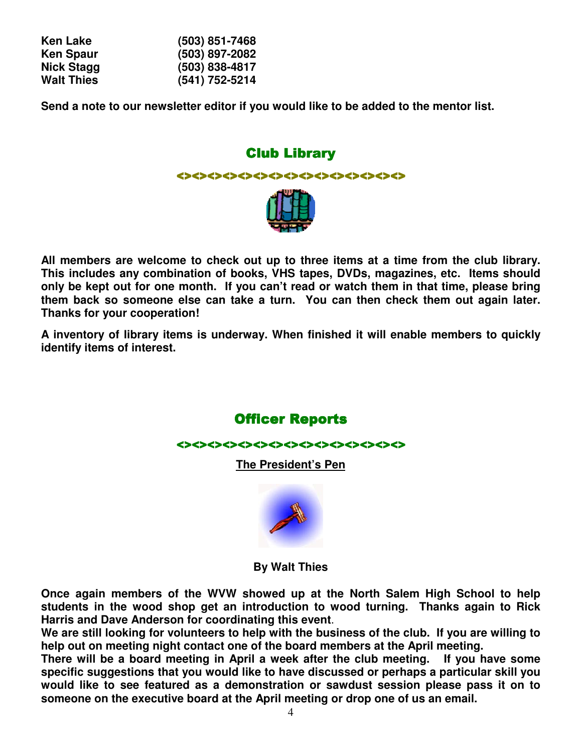| | |
|---|---|
| **Ken Lake** | **(503) 851-7468** |
| **Ken Spaur** | **(503) 897-2082** |
| **Nick Stagg** | **(503) 838-4817** |
| **Walt Thies** | **(541) 752-5214** |

**Send a note to our newsletter editor if you would like to be added to the mentor list.**

## Club Library

<><><><><><><><><><><><><><><><><><><><>

**All members are welcome to check out up to three items at a time from the club library. This includes any combination of books, VHS tapes, DVDs, magazines, etc. Items should only be kept out for one month. If you can't read or watch them in that time, please bring them back so someone else can take a turn. You can then check them out again later. Thanks for your cooperation!**

**A inventory of library items is underway. When finished it will enable members to quickly identify items of interest.**

## Officer Reports

<><><><><><><><><><><><><><><><><><><><>

### The President's Pen

**By Walt Thies**

**Once again members of the WVW showed up at the North Salem High School to help students in the wood shop get an introduction to wood turning. Thanks again to Rick Harris and Dave Anderson for coordinating this event.**

**We are still looking for volunteers to help with the business of the club. If you are willing to help out on meeting night contact one of the board members at the April meeting.**

**There will be a board meeting in April a week after the club meeting. If you have some specific suggestions that you would like to have discussed or perhaps a particular skill you would like to see featured as a demonstration or sawdust session please pass it on to someone on the executive board at the April meeting or drop one of us an email.**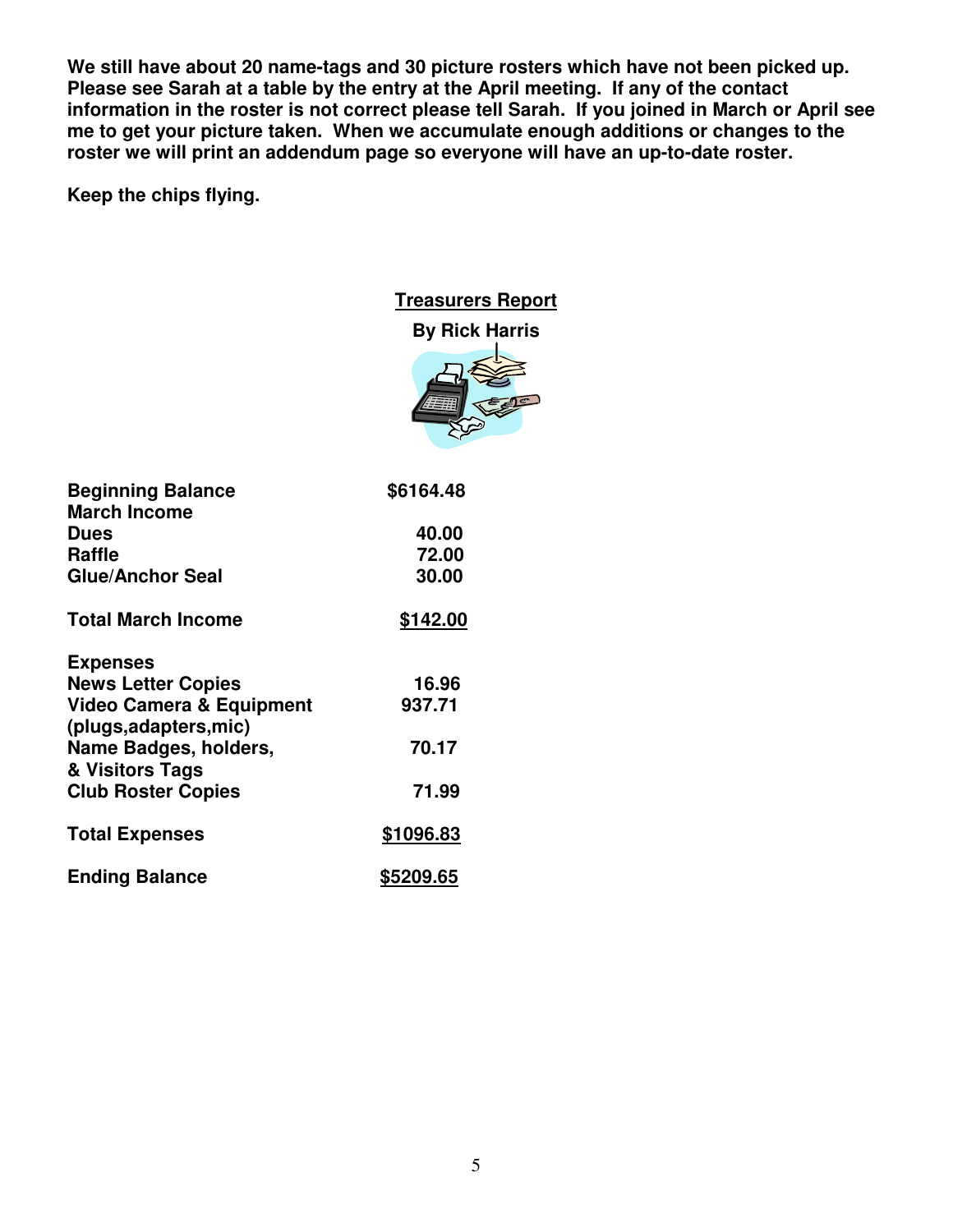**We still have about 20 name-tags and 30 picture rosters which have not been picked up. Please see Sarah at a table by the entry at the April meeting. If any of the contact information in the roster is not correct please tell Sarah. If you joined in March or April see me to get your picture taken. When we accumulate enough additions or changes to the roster we will print an addendum page so everyone will have an up-to-date roster.**

**Keep the chips flying.**

## Treasurers Report

**By Rick Harris**

| | |
|---|---|
| **Beginning Balance** | **$6164.48** |
| **March Income** | |
| **Dues** | **40.00** |
| **Raffle** | **72.00** |
| **Glue/Anchor Seal** | **30.00** |
| | |
| **Total March Income** | **$142.00** |
| | |
| **Expenses** | |
| **News Letter Copies** | **16.96** |
| **Video Camera & Equipment (plugs,adapters,mic)** | **937.71** |
| **Name Badges, holders, & Visitors Tags** | **70.17** |
| **Club Roster Copies** | **71.99** |
| | |
| **Total Expenses** | **$1096.83** |
| | |
| **Ending Balance** | **$5209.65** |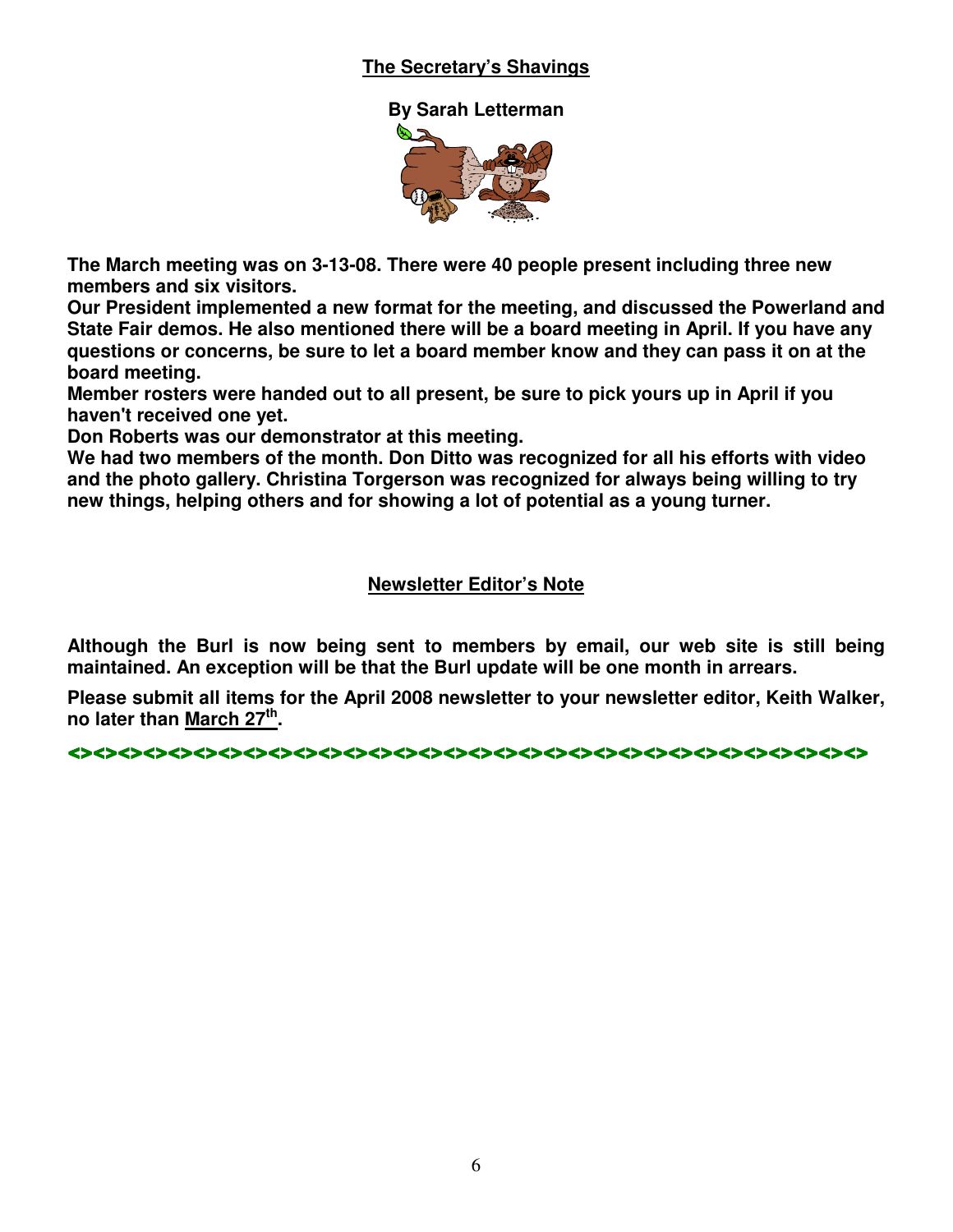## The Secretary's Shavings

**By Sarah Letterman**

**The March meeting was on 3-13-08. There were 40 people present including three new members and six visitors.**

**Our President implemented a new format for the meeting, and discussed the Powerland and State Fair demos. He also mentioned there will be a board meeting in April. If you have any questions or concerns, be sure to let a board member know and they can pass it on at the board meeting.**

**Member rosters were handed out to all present, be sure to pick yours up in April if you haven't received one yet.**

**Don Roberts was our demonstrator at this meeting.**

**We had two members of the month. Don Ditto was recognized for all his efforts with video and the photo gallery. Christina Torgerson was recognized for always being willing to try new things, helping others and for showing a lot of potential as a young turner.**

## Newsletter Editor's Note

**Although the Burl is now being sent to members by email, our web site is still being maintained. An exception will be that the Burl update will be one month in arrears.**

**Please submit all items for the April 2008 newsletter to your newsletter editor, Keith Walker, no later than March 27th.**

<><><><><><><><><><><><><><><><><><><><><><><><><><><><><><><><><><><><><><><><><><><><><><><><>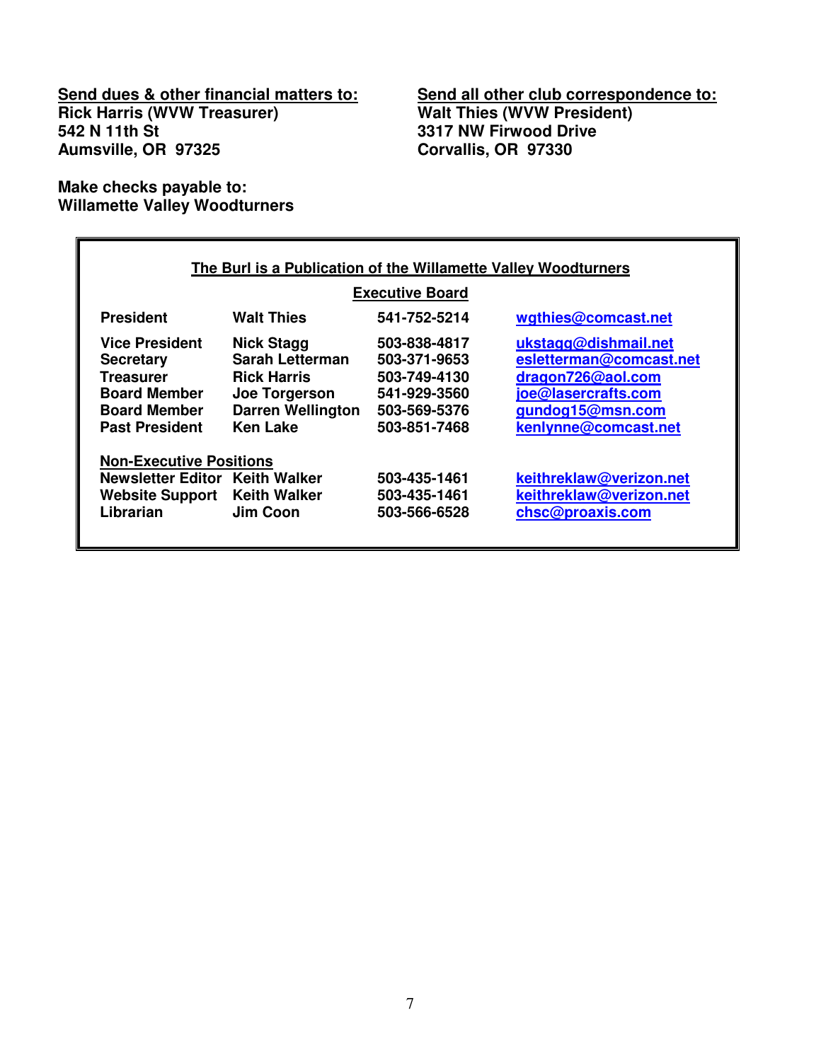**Send dues & other financial matters to:**
**Rick Harris (WVW Treasurer)**
**542 N 11th St**
**Aumsville, OR 97325**

**Send all other club correspondence to:**
**Walt Thies (WVW President)**
**3317 NW Firwood Drive**
**Corvallis, OR 97330**

**Make checks payable to:**
**Willamette Valley Woodturners**

**The Burl is a Publication of the Willamette Valley Woodturners**

**Executive Board**

| | | | |
|---|---|---|---|
| **President** | **Walt Thies** | **541-752-5214** | wgthies@comcast.net |
| **Vice President** | **Nick Stagg** | **503-838-4817** | ukstagg@dishmail.net |
| **Secretary** | **Sarah Letterman** | **503-371-9653** | esletterman@comcast.net |
| **Treasurer** | **Rick Harris** | **503-749-4130** | dragon726@aol.com |
| **Board Member** | **Joe Torgerson** | **541-929-3560** | joe@lasercrafts.com |
| **Board Member** | **Darren Wellington** | **503-569-5376** | gundog15@msn.com |
| **Past President** | **Ken Lake** | **503-851-7468** | kenlynne@comcast.net |

**Non-Executive Positions**

| | | | |
|---|---|---|---|
| **Newsletter Editor** | **Keith Walker** | **503-435-1461** | keithreklaw@verizon.net |
| **Website Support** | **Keith Walker** | **503-435-1461** | keithreklaw@verizon.net |
| **Librarian** | **Jim Coon** | **503-566-6528** | chsc@proaxis.com |